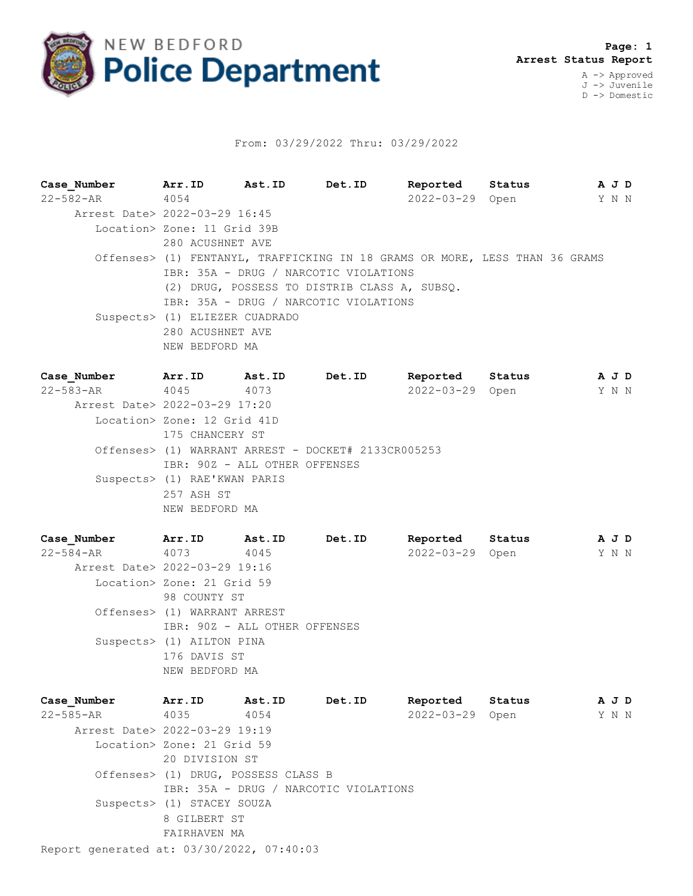# NEW BEDFORD Police Department

**Arrest Status Report**

A -> Approved
J -> Juvenile
D -> Domestic

From: 03/29/2022 Thru: 03/29/2022

| Case_Number | Arr.ID | Ast.ID | Det.ID | Reported | Status | A | J | D |
|---|---|---|---|---|---|---|---|---|
| 22-582-AR | 4054 | | | 2022-03-29 | Open | Y | N | N |

Arrest Date> 2022-03-29 16:45
Location> Zone: 11 Grid 39B
280 ACUSHNET AVE
Offenses> (1) FENTANYL, TRAFFICKING IN 18 GRAMS OR MORE, LESS THAN 36 GRAMS
IBR: 35A - DRUG / NARCOTIC VIOLATIONS
(2) DRUG, POSSESS TO DISTRIB CLASS A, SUBSQ.
IBR: 35A - DRUG / NARCOTIC VIOLATIONS
Suspects> (1) ELIEZER CUADRADO
280 ACUSHNET AVE
NEW BEDFORD MA

| Case_Number | Arr.ID | Ast.ID | Det.ID | Reported | Status | A | J | D |
|---|---|---|---|---|---|---|---|---|
| 22-583-AR | 4045 | 4073 | | 2022-03-29 | Open | Y | N | N |

Arrest Date> 2022-03-29 17:20
Location> Zone: 12 Grid 41D
175 CHANCERY ST
Offenses> (1) WARRANT ARREST - DOCKET# 2133CR005253
IBR: 90Z - ALL OTHER OFFENSES
Suspects> (1) RAE'KWAN PARIS
257 ASH ST
NEW BEDFORD MA

| Case_Number | Arr.ID | Ast.ID | Det.ID | Reported | Status | A | J | D |
|---|---|---|---|---|---|---|---|---|
| 22-584-AR | 4073 | 4045 | | 2022-03-29 | Open | Y | N | N |

Arrest Date> 2022-03-29 19:16
Location> Zone: 21 Grid 59
98 COUNTY ST
Offenses> (1) WARRANT ARREST
IBR: 90Z - ALL OTHER OFFENSES
Suspects> (1) AILTON PINA
176 DAVIS ST
NEW BEDFORD MA

| Case_Number | Arr.ID | Ast.ID | Det.ID | Reported | Status | A | J | D |
|---|---|---|---|---|---|---|---|---|
| 22-585-AR | 4035 | 4054 | | 2022-03-29 | Open | Y | N | N |

Arrest Date> 2022-03-29 19:19
Location> Zone: 21 Grid 59
20 DIVISION ST
Offenses> (1) DRUG, POSSESS CLASS B
IBR: 35A - DRUG / NARCOTIC VIOLATIONS
Suspects> (1) STACEY SOUZA
8 GILBERT ST
FAIRHAVEN MA

Report generated at: 03/30/2022, 07:40:03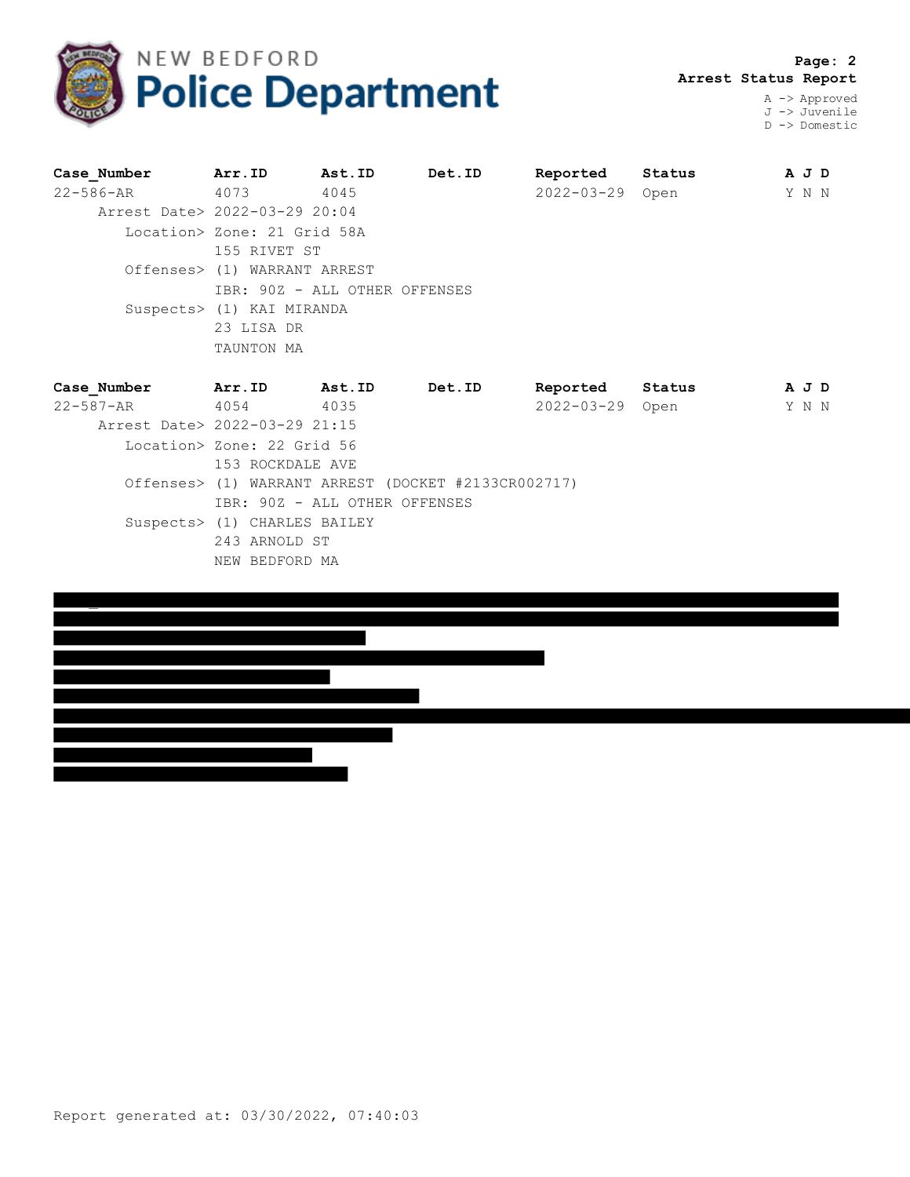# NEW BEDFORD Police Department

**Arrest Status Report**

A -> Approved
J -> Juvenile
D -> Domestic

| **Case_Number** | **Arr.ID** | **Ast.ID** | **Det.ID** | **Reported** | **Status** | **A J D** |
|---|---|---|---|---|---|---|
| 22-586-AR | 4073 | 4045 | | 2022-03-29 | Open | Y N N |

Arrest Date> 2022-03-29 20:04
Location> Zone: 21 Grid 58A
155 RIVET ST
Offenses> (1) WARRANT ARREST
IBR: 90Z - ALL OTHER OFFENSES
Suspects> (1) KAI MIRANDA
23 LISA DR
TAUNTON MA

| **Case_Number** | **Arr.ID** | **Ast.ID** | **Det.ID** | **Reported** | **Status** | **A J D** |
|---|---|---|---|---|---|---|
| 22-587-AR | 4054 | 4035 | | 2022-03-29 | Open | Y N N |

Arrest Date> 2022-03-29 21:15
Location> Zone: 22 Grid 56
153 ROCKDALE AVE
Offenses> (1) WARRANT ARREST (DOCKET #2133CR002717)
IBR: 90Z - ALL OTHER OFFENSES
Suspects> (1) CHARLES BAILEY
243 ARNOLD ST
NEW BEDFORD MA

Report generated at: 03/30/2022, 07:40:03